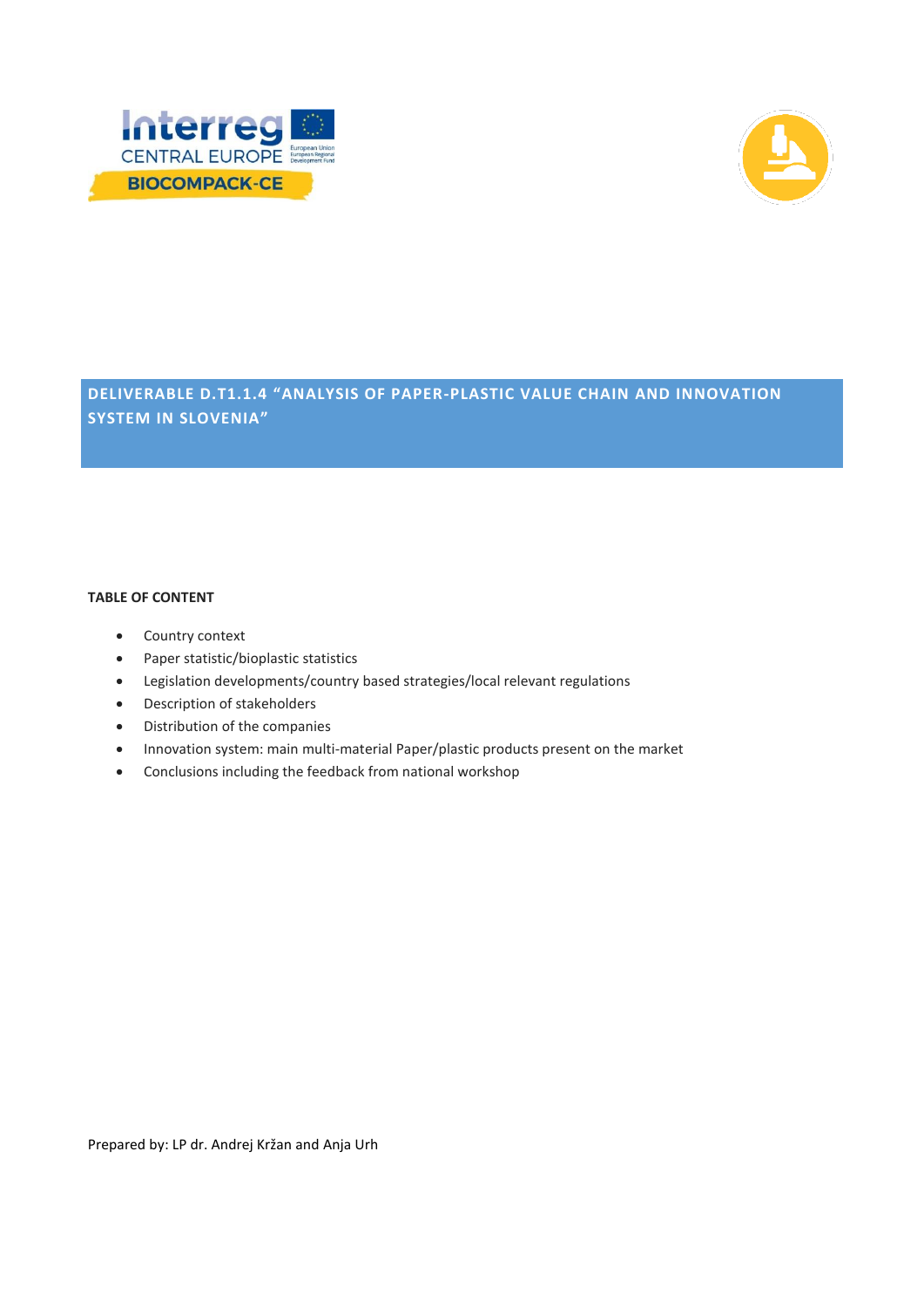# DELIVERABLE D.T1.1.4 "ANALYSIS OF PAPER-PLASTIC VALUE CHAIN AND INNOVATION SYSTEM IN SLOVENIA"

**TABLE OF CONTENT**

- Country context
- Paper statistic/bioplastic statistics
- Legislation developments/country based strategies/local relevant regulations
- Description of stakeholders
- Distribution of the companies
- Innovation system: main multi-material Paper/plastic products present on the market
- Conclusions including the feedback from national workshop

Prepared by: LP dr. Andrej Kržan and Anja Urh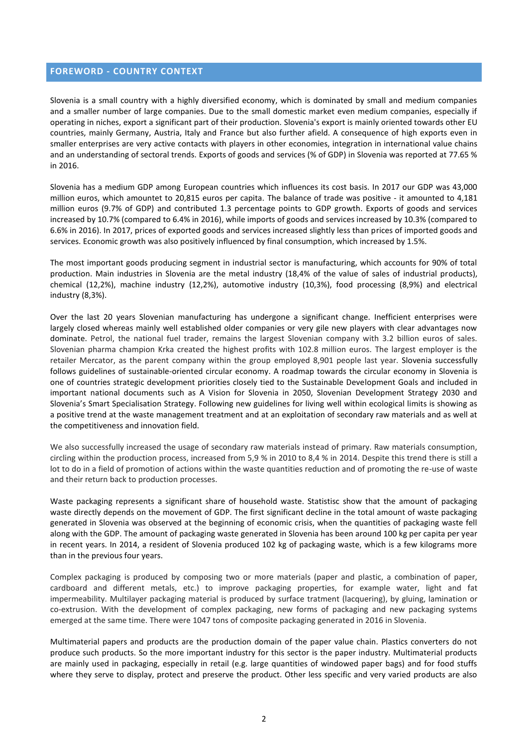## FOREWORD - COUNTRY CONTEXT

Slovenia is a small country with a highly diversified economy, which is dominated by small and medium companies and a smaller number of large companies. Due to the small domestic market even medium companies, especially if operating in niches, export a significant part of their production. Slovenia's export is mainly oriented towards other EU countries, mainly Germany, Austria, Italy and France but also further afield. A consequence of high exports even in smaller enterprises are very active contacts with players in other economies, integration in international value chains and an understanding of sectoral trends. Exports of goods and services (% of GDP) in Slovenia was reported at 77.65 % in 2016.

Slovenia has a medium GDP among European countries which influences its cost basis. In 2017 our GDP was 43,000 million euros, which amountet to 20,815 euros per capita. The balance of trade was positive - it amounted to 4,181 million euros (9.7% of GDP) and contributed 1.3 percentage points to GDP growth. Exports of goods and services increased by 10.7% (compared to 6.4% in 2016), while imports of goods and services increased by 10.3% (compared to 6.6% in 2016). In 2017, prices of exported goods and services increased slightly less than prices of imported goods and services. Economic growth was also positively influenced by final consumption, which increased by 1.5%.

The most important goods producing segment in industrial sector is manufacturing, which accounts for 90% of total production. Main industries in Slovenia are the metal industry (18,4% of the value of sales of industrial products), chemical (12,2%), machine industry (12,2%), automotive industry (10,3%), food processing (8,9%) and electrical industry (8,3%).

Over the last 20 years Slovenian manufacturing has undergone a significant change. Inefficient enterprises were largely closed whereas mainly well established older companies or very gile new players with clear advantages now dominate. Petrol, the national fuel trader, remains the largest Slovenian company with 3.2 billion euros of sales. Slovenian pharma champion Krka created the highest profits with 102.8 million euros. The largest employer is the retailer Mercator, as the parent company within the group employed 8,901 people last year. Slovenia successfully follows guidelines of sustainable-oriented circular economy. A roadmap towards the circular economy in Slovenia is one of countries strategic development priorities closely tied to the Sustainable Development Goals and included in important national documents such as A Vision for Slovenia in 2050, Slovenian Development Strategy 2030 and Slovenia's Smart Specialisation Strategy. Following new guidelines for living well within ecological limits is showing as a positive trend at the waste management treatment and at an exploitation of secondary raw materials and as well at the competitiveness and innovation field.

We also successfully increased the usage of secondary raw materials instead of primary. Raw materials consumption, circling within the production process, increased from 5,9 % in 2010 to 8,4 % in 2014. Despite this trend there is still a lot to do in a field of promotion of actions within the waste quantities reduction and of promoting the re-use of waste and their return back to production processes.

Waste packaging represents a significant share of household waste. Statistisc show that the amount of packaging waste directly depends on the movement of GDP. The first significant decline in the total amount of waste packaging generated in Slovenia was observed at the beginning of economic crisis, when the quantities of packaging waste fell along with the GDP. The amount of packaging waste generated in Slovenia has been around 100 kg per capita per year in recent years. In 2014, a resident of Slovenia produced 102 kg of packaging waste, which is a few kilograms more than in the previous four years.

Complex packaging is produced by composing two or more materials (paper and plastic, a combination of paper, cardboard and different metals, etc.) to improve packaging properties, for example water, light and fat impermeability. Multilayer packaging material is produced by surface tratment (lacquering), by gluing, lamination or co-extrusion. With the development of complex packaging, new forms of packaging and new packaging systems emerged at the same time. There were 1047 tons of composite packaging generated in 2016 in Slovenia.

Multimaterial papers and products are the production domain of the paper value chain. Plastics converters do not produce such products. So the more important industry for this sector is the paper industry. Multimaterial products are mainly used in packaging, especially in retail (e.g. large quantities of windowed paper bags) and for food stuffs where they serve to display, protect and preserve the product. Other less specific and very varied products are also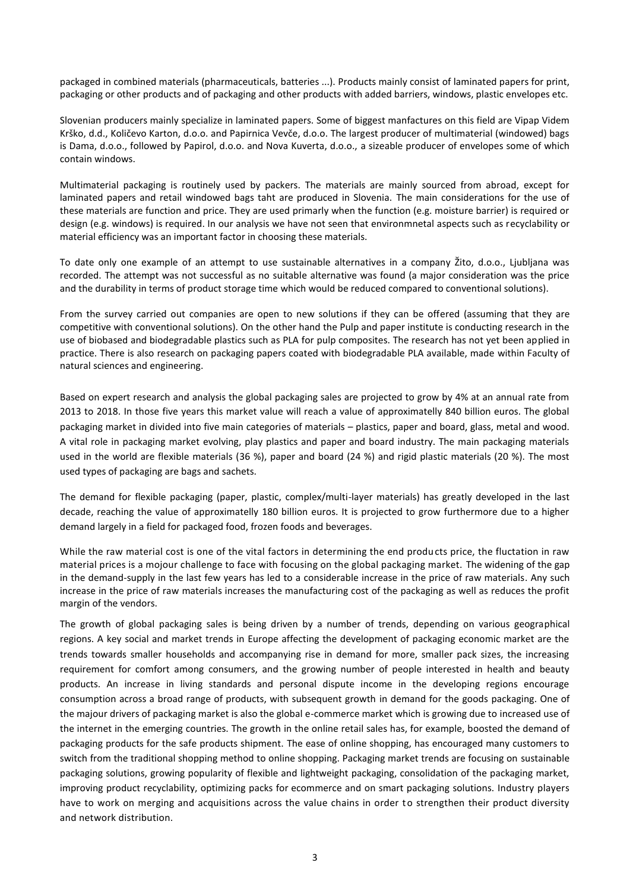packaged in combined materials (pharmaceuticals, batteries ...). Products mainly consist of laminated papers for print, packaging or other products and of packaging and other products with added barriers, windows, plastic envelopes etc.

Slovenian producers mainly specialize in laminated papers. Some of biggest manfactures on this field are Vipap Videm Krško, d.d., Količevo Karton, d.o.o. and Papirnica Vevče, d.o.o. The largest producer of multimaterial (windowed) bags is Dama, d.o.o., followed by Papirol, d.o.o. and Nova Kuverta, d.o.o., a sizeable producer of envelopes some of which contain windows.

Multimaterial packaging is routinely used by packers. The materials are mainly sourced from abroad, except for laminated papers and retail windowed bags taht are produced in Slovenia. The main considerations for the use of these materials are function and price. They are used primarly when the function (e.g. moisture barrier) is required or design (e.g. windows) is required. In our analysis we have not seen that environmnetal aspects such as recyclability or material efficiency was an important factor in choosing these materials.

To date only one example of an attempt to use sustainable alternatives in a company Žito, d.o.o., Ljubljana was recorded. The attempt was not successful as no suitable alternative was found (a major consideration was the price and the durability in terms of product storage time which would be reduced compared to conventional solutions).

From the survey carried out companies are open to new solutions if they can be offered (assuming that they are competitive with conventional solutions). On the other hand the Pulp and paper institute is conducting research in the use of biobased and biodegradable plastics such as PLA for pulp composites. The research has not yet been applied in practice. There is also research on packaging papers coated with biodegradable PLA available, made within Faculty of natural sciences and engineering.

Based on expert research and analysis the global packaging sales are projected to grow by 4% at an annual rate from 2013 to 2018. In those five years this market value will reach a value of approximatelly 840 billion euros. The global packaging market in divided into five main categories of materials – plastics, paper and board, glass, metal and wood. A vital role in packaging market evolving, play plastics and paper and board industry. The main packaging materials used in the world are flexible materials (36 %), paper and board (24 %) and rigid plastic materials (20 %). The most used types of packaging are bags and sachets.

The demand for flexible packaging (paper, plastic, complex/multi-layer materials) has greatly developed in the last decade, reaching the value of approximatelly 180 billion euros. It is projected to grow furthermore due to a higher demand largely in a field for packaged food, frozen foods and beverages.

While the raw material cost is one of the vital factors in determining the end products price, the fluctation in raw material prices is a mojour challenge to face with focusing on the global packaging market. The widening of the gap in the demand-supply in the last few years has led to a considerable increase in the price of raw materials. Any such increase in the price of raw materials increases the manufacturing cost of the packaging as well as reduces the profit margin of the vendors.

The growth of global packaging sales is being driven by a number of trends, depending on various geographical regions. A key social and market trends in Europe affecting the development of packaging economic market are the trends towards smaller households and accompanying rise in demand for more, smaller pack sizes, the increasing requirement for comfort among consumers, and the growing number of people interested in health and beauty products. An increase in living standards and personal dispute income in the developing regions encourage consumption across a broad range of products, with subsequent growth in demand for the goods packaging. One of the majour drivers of packaging market is also the global e-commerce market which is growing due to increased use of the internet in the emerging countries. The growth in the online retail sales has, for example, boosted the demand of packaging products for the safe products shipment. The ease of online shopping, has encouraged many customers to switch from the traditional shopping method to online shopping. Packaging market trends are focusing on sustainable packaging solutions, growing popularity of flexible and lightweight packaging, consolidation of the packaging market, improving product recyclability, optimizing packs for ecommerce and on smart packaging solutions. Industry players have to work on merging and acquisitions across the value chains in order to strengthen their product diversity and network distribution.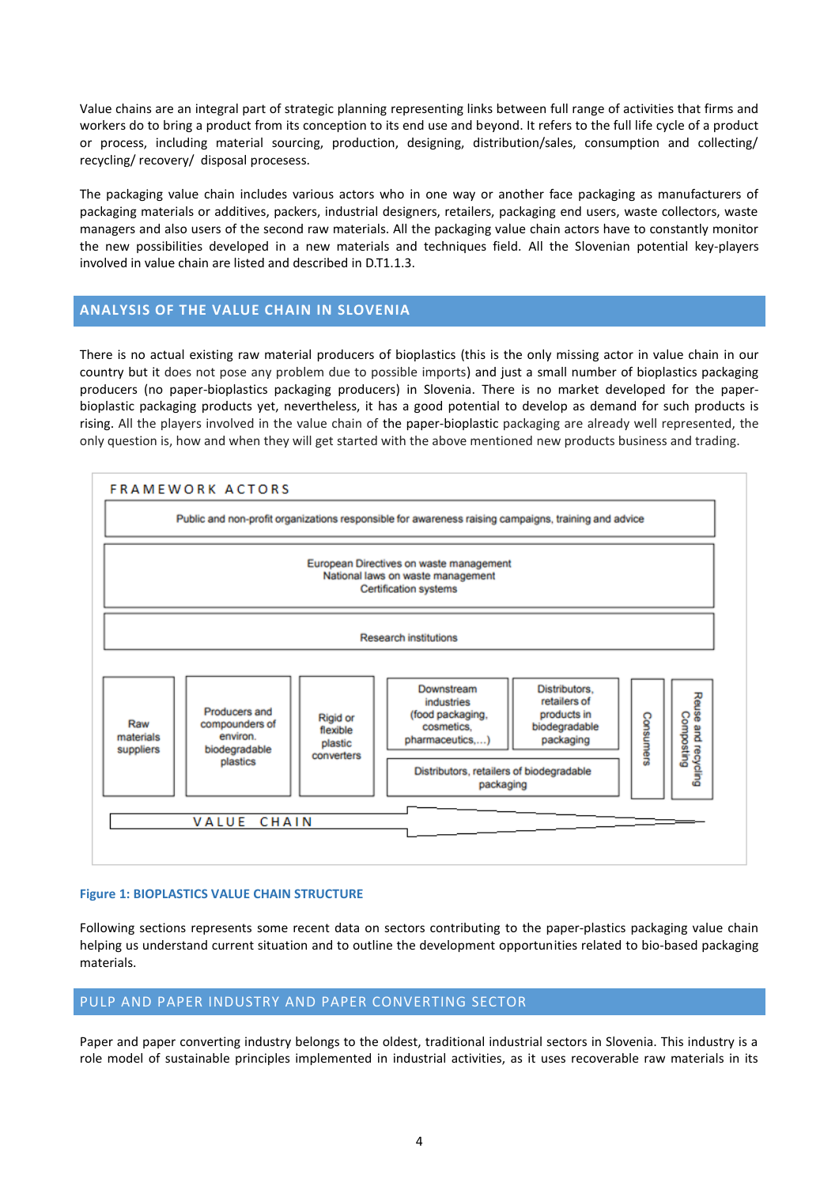Value chains are an integral part of strategic planning representing links between full range of activities that firms and workers do to bring a product from its conception to its end use and beyond. It refers to the full life cycle of a product or process, including material sourcing, production, designing, distribution/sales, consumption and collecting/ recycling/ recovery/ disposal proceses.

The packaging value chain includes various actors who in one way or another face packaging as manufacturers of packaging materials or additives, packers, industrial designers, retailers, packaging end users, waste collectors, waste managers and also users of the second raw materials. All the packaging value chain actors have to constantly monitor the new possibilities developed in a new materials and techniques field. All the Slovenian potential key-players involved in value chain are listed and described in D.T1.1.3.

## ANALYSIS OF THE VALUE CHAIN IN SLOVENIA

There is no actual existing raw material producers of bioplastics (this is the only missing actor in value chain in our country but it does not pose any problem due to possible imports) and just a small number of bioplastics packaging producers (no paper-bioplastics packaging producers) in Slovenia. There is no market developed for the paper-bioplastic packaging products yet, nevertheless, it has a good potential to develop as demand for such products is rising. All the players involved in the value chain of the paper-bioplastic packaging are already well represented, the only question is, how and when they will get started with the above mentioned new products business and trading.

FRAMEWORK ACTORS

Public and non-profit organizations responsible for awareness raising campaigns, training and advice

European Directives on waste management
National laws on waste management
Certification systems

Research institutions

Raw materials suppliers | Producers and compounders of environ. biodegradable plastics | Rigid or flexible plastic converters | Downstream industries (food packaging, cosmetics, pharmaceutics,…) | Distributors, retailers of products in biodegradable packaging | Distributors, retailers of biodegradable packaging | Consumers | Reuse and recycling Composting

VALUE CHAIN

Figure 1: BIOPLASTICS VALUE CHAIN STRUCTURE

Following sections represents some recent data on sectors contributing to the paper-plastics packaging value chain helping us understand current situation and to outline the development opportunities related to bio-based packaging materials.

## PULP AND PAPER INDUSTRY AND PAPER CONVERTING SECTOR

Paper and paper converting industry belongs to the oldest, traditional industrial sectors in Slovenia. This industry is a role model of sustainable principles implemented in industrial activities, as it uses recoverable raw materials in its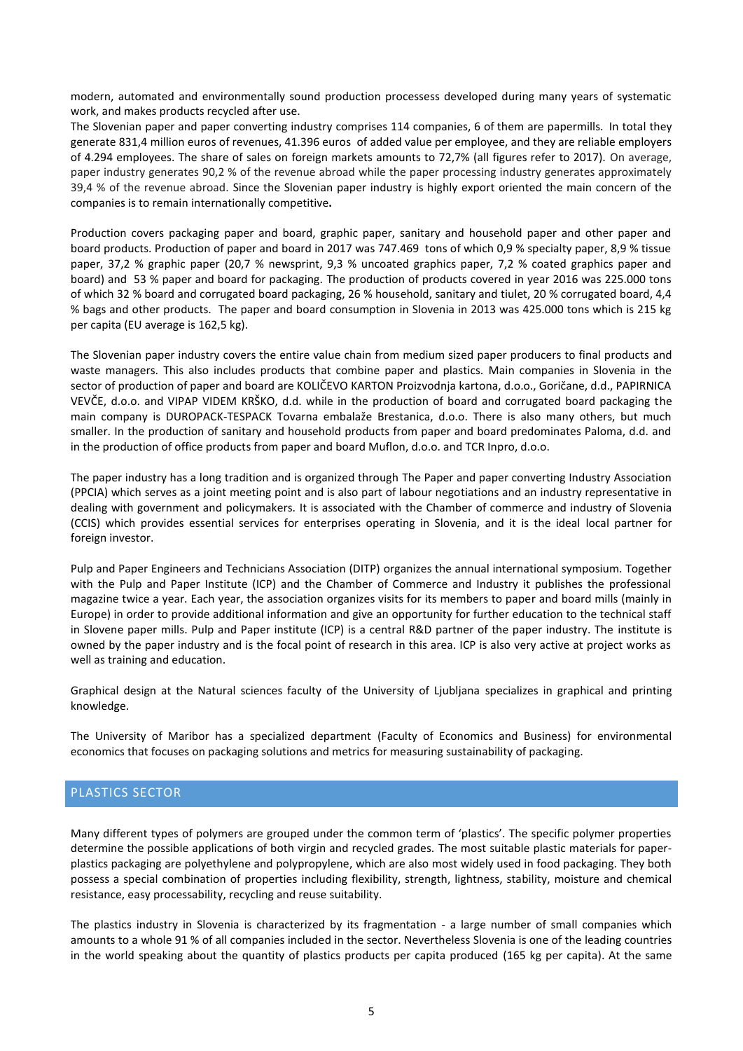modern, automated and environmentally sound production processess developed during many years of systematic work, and makes products recycled after use.

The Slovenian paper and paper converting industry comprises 114 companies, 6 of them are papermills. In total they generate 831,4 million euros of revenues, 41.396 euros of added value per employee, and they are reliable employers of 4.294 employees. The share of sales on foreign markets amounts to 72,7% (all figures refer to 2017). On average, paper industry generates 90,2 % of the revenue abroad while the paper processing industry generates approximately 39,4 % of the revenue abroad. Since the Slovenian paper industry is highly export oriented the main concern of the companies is to remain internationally competitive**.**

Production covers packaging paper and board, graphic paper, sanitary and household paper and other paper and board products. Production of paper and board in 2017 was 747.469 tons of which 0,9 % specialty paper, 8,9 % tissue paper, 37,2 % graphic paper (20,7 % newsprint, 9,3 % uncoated graphics paper, 7,2 % coated graphics paper and board) and 53 % paper and board for packaging. The production of products covered in year 2016 was 225.000 tons of which 32 % board and corrugated board packaging, 26 % household, sanitary and tiulet, 20 % corrugated board, 4,4 % bags and other products. The paper and board consumption in Slovenia in 2013 was 425.000 tons which is 215 kg per capita (EU average is 162,5 kg).

The Slovenian paper industry covers the entire value chain from medium sized paper producers to final products and waste managers. This also includes products that combine paper and plastics. Main companies in Slovenia in the sector of production of paper and board are KOLIČEVO KARTON Proizvodnja kartona, d.o.o., Goričane, d.d., PAPIRNICA VEVČE, d.o.o. and VIPAP VIDEM KRŠKO, d.d. while in the production of board and corrugated board packaging the main company is DUROPACK-TESPACK Tovarna embalaže Brestanica, d.o.o. There is also many others, but much smaller. In the production of sanitary and household products from paper and board predominates Paloma, d.d. and in the production of office products from paper and board Muflon, d.o.o. and TCR Inpro, d.o.o.

The paper industry has a long tradition and is organized through The Paper and paper converting Industry Association (PPCIA) which serves as a joint meeting point and is also part of labour negotiations and an industry representative in dealing with government and policymakers. It is associated with the Chamber of commerce and industry of Slovenia (CCIS) which provides essential services for enterprises operating in Slovenia, and it is the ideal local partner for foreign investor.

Pulp and Paper Engineers and Technicians Association (DITP) organizes the annual international symposium. Together with the Pulp and Paper Institute (ICP) and the Chamber of Commerce and Industry it publishes the professional magazine twice a year. Each year, the association organizes visits for its members to paper and board mills (mainly in Europe) in order to provide additional information and give an opportunity for further education to the technical staff in Slovene paper mills. Pulp and Paper institute (ICP) is a central R&D partner of the paper industry. The institute is owned by the paper industry and is the focal point of research in this area. ICP is also very active at project works as well as training and education.

Graphical design at the Natural sciences faculty of the University of Ljubljana specializes in graphical and printing knowledge.

The University of Maribor has a specialized department (Faculty of Economics and Business) for environmental economics that focuses on packaging solutions and metrics for measuring sustainability of packaging.

## PLASTICS SECTOR

Many different types of polymers are grouped under the common term of 'plastics'. The specific polymer properties determine the possible applications of both virgin and recycled grades. The most suitable plastic materials for paper-plastics packaging are polyethylene and polypropylene, which are also most widely used in food packaging. They both possess a special combination of properties including flexibility, strength, lightness, stability, moisture and chemical resistance, easy processability, recycling and reuse suitability.

The plastics industry in Slovenia is characterized by its fragmentation - a large number of small companies which amounts to a whole 91 % of all companies included in the sector. Nevertheless Slovenia is one of the leading countries in the world speaking about the quantity of plastics products per capita produced (165 kg per capita). At the same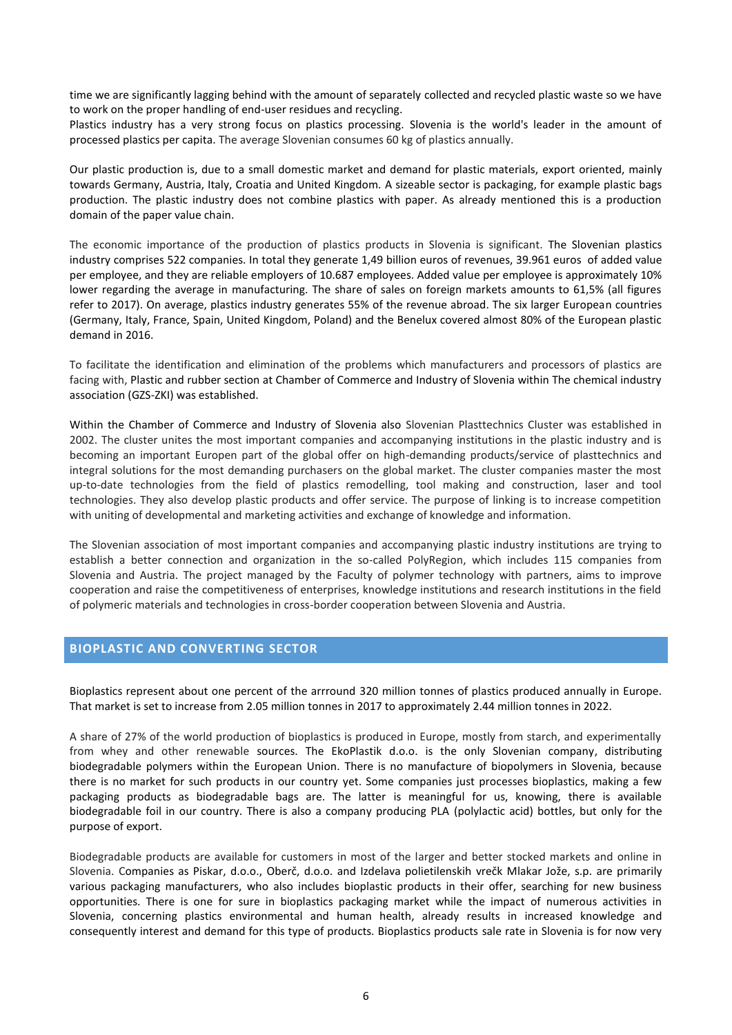time we are significantly lagging behind with the amount of separately collected and recycled plastic waste so we have to work on the proper handling of end-user residues and recycling.

Plastics industry has a very strong focus on plastics processing. Slovenia is the world's leader in the amount of processed plastics per capita. The average Slovenian consumes 60 kg of plastics annually.

Our plastic production is, due to a small domestic market and demand for plastic materials, export oriented, mainly towards Germany, Austria, Italy, Croatia and United Kingdom. A sizeable sector is packaging, for example plastic bags production. The plastic industry does not combine plastics with paper. As already mentioned this is a production domain of the paper value chain.

The economic importance of the production of plastics products in Slovenia is significant. The Slovenian plastics industry comprises 522 companies. In total they generate 1,49 billion euros of revenues, 39.961 euros of added value per employee, and they are reliable employers of 10.687 employees. Added value per employee is approximately 10% lower regarding the average in manufacturing. The share of sales on foreign markets amounts to 61,5% (all figures refer to 2017). On average, plastics industry generates 55% of the revenue abroad. The six larger European countries (Germany, Italy, France, Spain, United Kingdom, Poland) and the Benelux covered almost 80% of the European plastic demand in 2016.

To facilitate the identification and elimination of the problems which manufacturers and processors of plastics are facing with, Plastic and rubber section at Chamber of Commerce and Industry of Slovenia within The chemical industry association (GZS-ZKI) was established.

Within the Chamber of Commerce and Industry of Slovenia also Slovenian Plasttechnics Cluster was established in 2002. The cluster unites the most important companies and accompanying institutions in the plastic industry and is becoming an important Europen part of the global offer on high-demanding products/service of plasttechnics and integral solutions for the most demanding purchasers on the global market. The cluster companies master the most up-to-date technologies from the field of plastics remodelling, tool making and construction, laser and tool technologies. They also develop plastic products and offer service. The purpose of linking is to increase competition with uniting of developmental and marketing activities and exchange of knowledge and information.

The Slovenian association of most important companies and accompanying plastic industry institutions are trying to establish a better connection and organization in the so-called PolyRegion, which includes 115 companies from Slovenia and Austria. The project managed by the Faculty of polymer technology with partners, aims to improve cooperation and raise the competitiveness of enterprises, knowledge institutions and research institutions in the field of polymeric materials and technologies in cross-border cooperation between Slovenia and Austria.

## BIOPLASTIC AND CONVERTING SECTOR

Bioplastics represent about one percent of the arrround 320 million tonnes of plastics produced annually in Europe. That market is set to increase from 2.05 million tonnes in 2017 to approximately 2.44 million tonnes in 2022.

A share of 27% of the world production of bioplastics is produced in Europe, mostly from starch, and experimentally from whey and other renewable sources. The EkoPlastik d.o.o. is the only Slovenian company, distributing biodegradable polymers within the European Union. There is no manufacture of biopolymers in Slovenia, because there is no market for such products in our country yet. Some companies just processes bioplastics, making a few packaging products as biodegradable bags are. The latter is meaningful for us, knowing, there is available biodegradable foil in our country. There is also a company producing PLA (polylactic acid) bottles, but only for the purpose of export.

Biodegradable products are available for customers in most of the larger and better stocked markets and online in Slovenia. Companies as Piskar, d.o.o., Oberč, d.o.o. and Izdelava polietilenskih vrečk Mlakar Jože, s.p. are primarily various packaging manufacturers, who also includes bioplastic products in their offer, searching for new business opportunities. There is one for sure in bioplastics packaging market while the impact of numerous activities in Slovenia, concerning plastics environmental and human health, already results in increased knowledge and consequently interest and demand for this type of products. Bioplastics products sale rate in Slovenia is for now very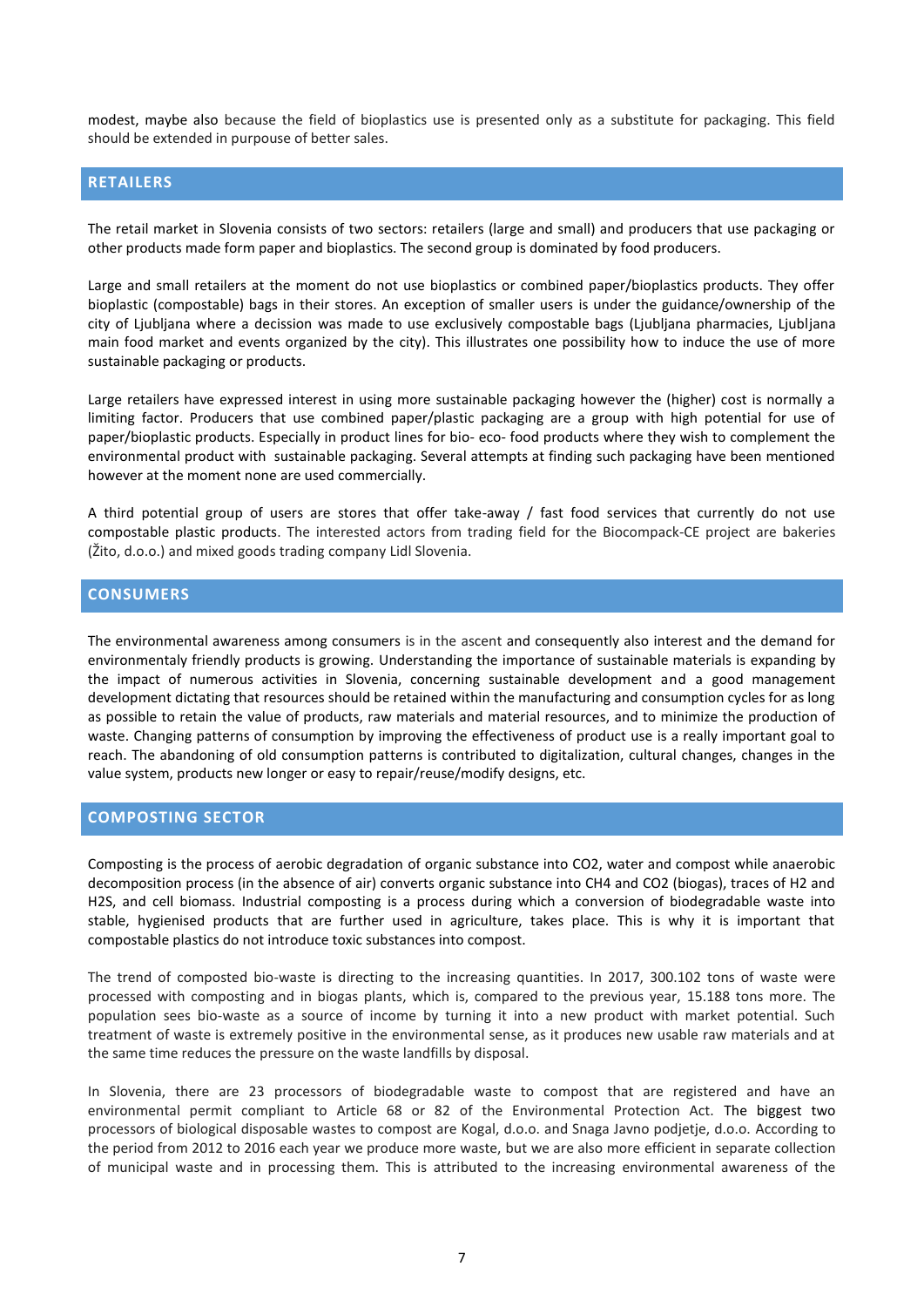modest, maybe also because the field of bioplastics use is presented only as a substitute for packaging. This field should be extended in purpouse of better sales.

## RETAILERS

The retail market in Slovenia consists of two sectors: retailers (large and small) and producers that use packaging or other products made form paper and bioplastics. The second group is dominated by food producers.

Large and small retailers at the moment do not use bioplastics or combined paper/bioplastics products. They offer bioplastic (compostable) bags in their stores. An exception of smaller users is under the guidance/ownership of the city of Ljubljana where a decission was made to use exclusively compostable bags (Ljubljana pharmacies, Ljubljana main food market and events organized by the city). This illustrates one possibility how to induce the use of more sustainable packaging or products.

Large retailers have expressed interest in using more sustainable packaging however the (higher) cost is normally a limiting factor. Producers that use combined paper/plastic packaging are a group with high potential for use of paper/bioplastic products. Especially in product lines for bio- eco- food products where they wish to complement the environmental product with sustainable packaging. Several attempts at finding such packaging have been mentioned however at the moment none are used commercially.

A third potential group of users are stores that offer take-away / fast food services that currently do not use compostable plastic products. The interested actors from trading field for the Biocompack-CE project are bakeries (Žito, d.o.o.) and mixed goods trading company Lidl Slovenia.

## CONSUMERS

The environmental awareness among consumers is in the ascent and consequently also interest and the demand for environmentaly friendly products is growing. Understanding the importance of sustainable materials is expanding by the impact of numerous activities in Slovenia, concerning sustainable development and a good management development dictating that resources should be retained within the manufacturing and consumption cycles for as long as possible to retain the value of products, raw materials and material resources, and to minimize the production of waste. Changing patterns of consumption by improving the effectiveness of product use is a really important goal to reach. The abandoning of old consumption patterns is contributed to digitalization, cultural changes, changes in the value system, products new longer or easy to repair/reuse/modify designs, etc.

## COMPOSTING SECTOR

Composting is the process of aerobic degradation of organic substance into $CO_2$, water and compost while anaerobic decomposition process (in the absence of air) converts organic substance into $CH_4$ and $CO_2$ (biogas), traces of $H_2$ and $H_2S$, and cell biomass. Industrial composting is a process during which a conversion of biodegradable waste into stable, hygienised products that are further used in agriculture, takes place. This is why it is important that compostable plastics do not introduce toxic substances into compost.

The trend of composted bio-waste is directing to the increasing quantities. In 2017, 300.102 tons of waste were processed with composting and in biogas plants, which is, compared to the previous year, 15.188 tons more. The population sees bio-waste as a source of income by turning it into a new product with market potential. Such treatment of waste is extremely positive in the environmental sense, as it produces new usable raw materials and at the same time reduces the pressure on the waste landfills by disposal.

In Slovenia, there are 23 processors of biodegradable waste to compost that are registered and have an environmental permit compliant to Article 68 or 82 of the Environmental Protection Act. The biggest two processors of biological disposable wastes to compost are Kogal, d.o.o. and Snaga Javno podjetje, d.o.o. According to the period from 2012 to 2016 each year we produce more waste, but we are also more efficient in separate collection of municipal waste and in processing them. This is attributed to the increasing environmental awareness of the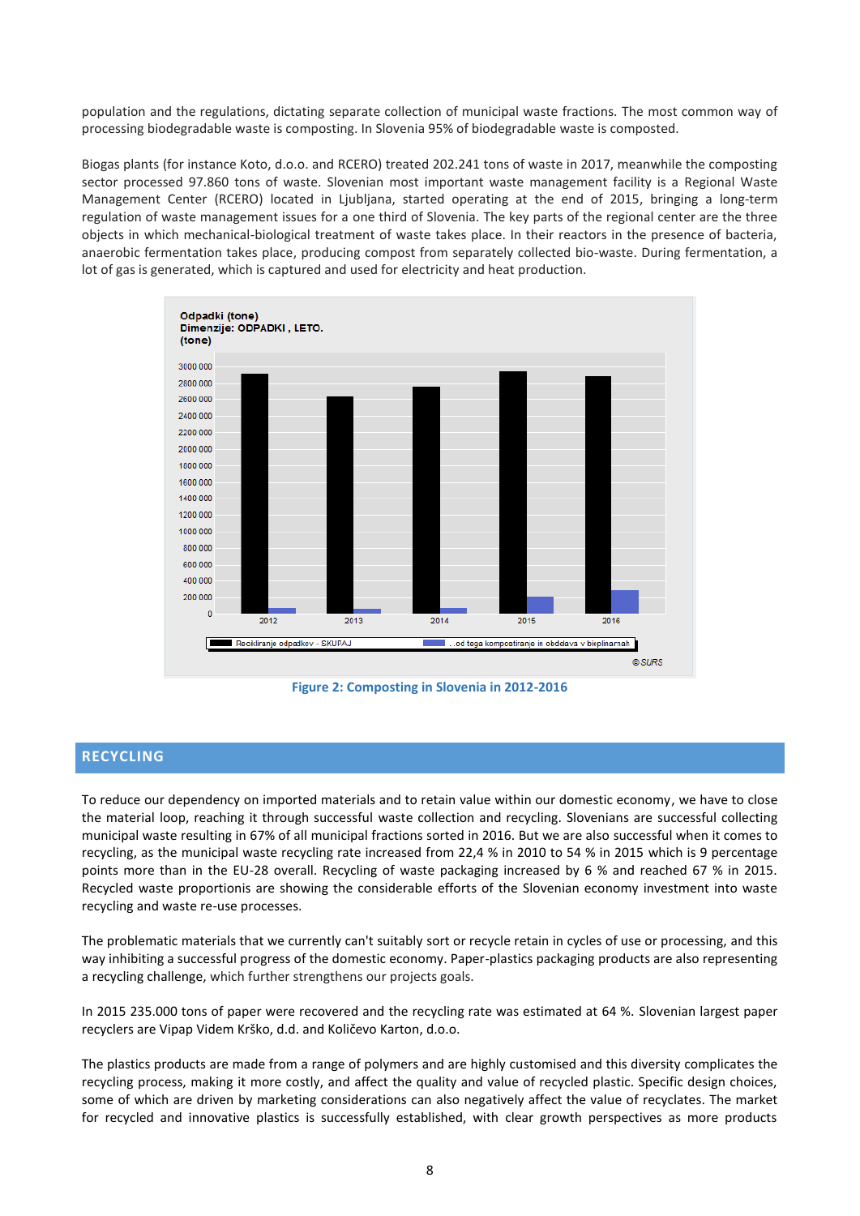population and the regulations, dictating separate collection of municipal waste fractions. The most common way of processing biodegradable waste is composting. In Slovenia 95% of biodegradable waste is composted.

Biogas plants (for instance Koto, d.o.o. and RCERO) treated 202.241 tons of waste in 2017, meanwhile the composting sector processed 97.860 tons of waste. Slovenian most important waste management facility is a Regional Waste Management Center (RCERO) located in Ljubljana, started operating at the end of 2015, bringing a long-term regulation of waste management issues for a one third of Slovenia. The key parts of the regional center are the three objects in which mechanical-biological treatment of waste takes place. In their reactors in the presence of bacteria, anaerobic fermentation takes place, producing compost from separately collected bio-waste. During fermentation, a lot of gas is generated, which is captured and used for electricity and heat production.

Odpadki (tone)
Dimenzije: ODPADKI , LETO.
(tone)

Recikliranje odpadkov - SKUPAJ | ...od tega kompostiranje in obdelava v bioplinarnah

© SURS

**Figure 2: Composting in Slovenia in 2012-2016**

## RECYCLING

To reduce our dependency on imported materials and to retain value within our domestic economy, we have to close the material loop, reaching it through successful waste collection and recycling. Slovenians are successful collecting municipal waste resulting in 67% of all municipal fractions sorted in 2016. But we are also successful when it comes to recycling, as the municipal waste recycling rate increased from 22,4 % in 2010 to 54 % in 2015 which is 9 percentage points more than in the EU-28 overall. Recycling of waste packaging increased by 6 % and reached 67 % in 2015. Recycled waste proportionis are showing the considerable efforts of the Slovenian economy investment into waste recycling and waste re-use processes.

The problematic materials that we currently can't suitably sort or recycle retain in cycles of use or processing, and this way inhibiting a successful progress of the domestic economy. Paper-plastics packaging products are also representing a recycling challenge, which further strengthens our projects goals.

In 2015 235.000 tons of paper were recovered and the recycling rate was estimated at 64 %. Slovenian largest paper recyclers are Vipap Videm Krško, d.d. and Količevo Karton, d.o.o.

The plastics products are made from a range of polymers and are highly customised and this diversity complicates the recycling process, making it more costly, and affect the quality and value of recycled plastic. Specific design choices, some of which are driven by marketing considerations can also negatively affect the value of recyclates. The market for recycled and innovative plastics is successfully established, with clear growth perspectives as more products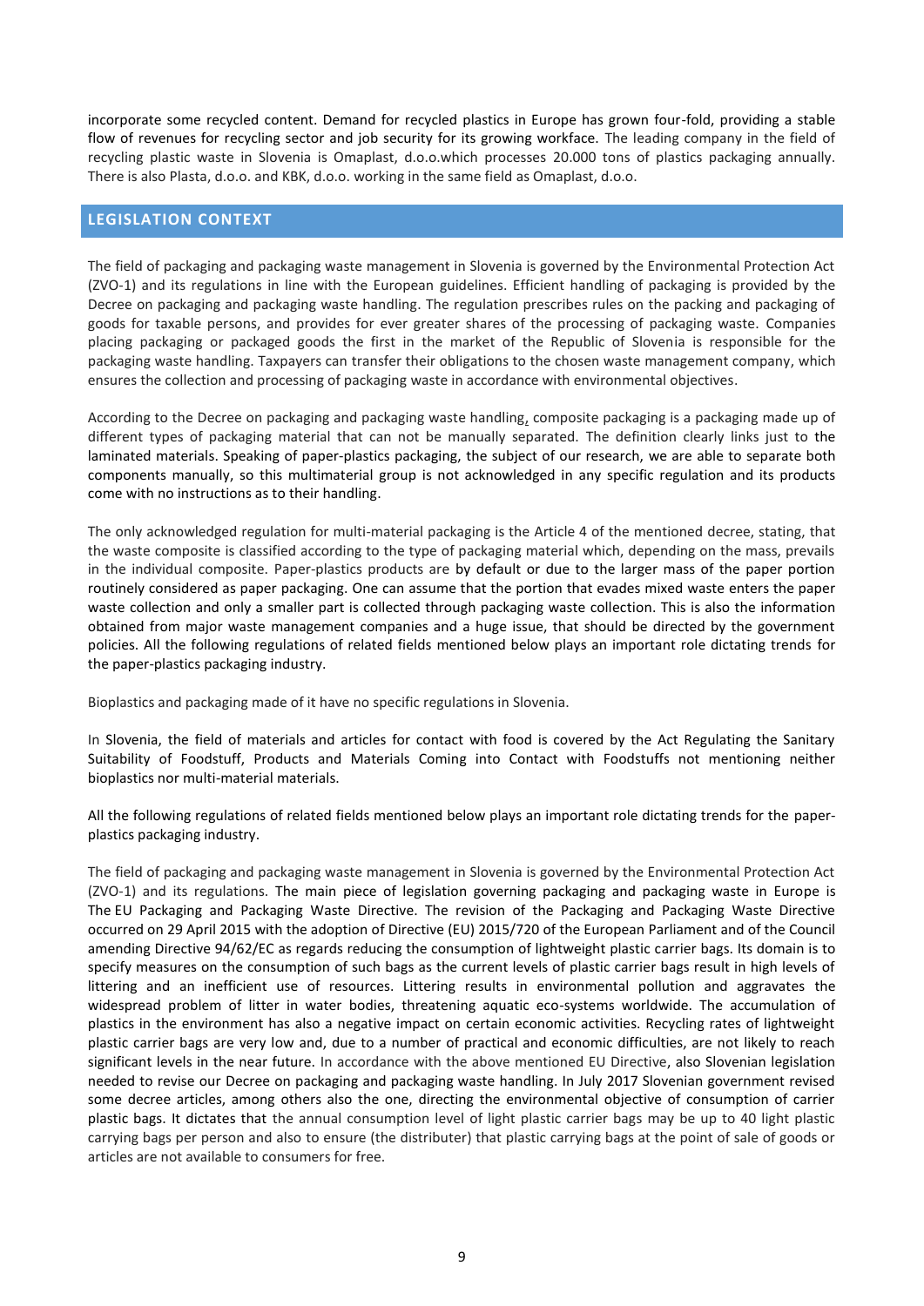incorporate some recycled content. Demand for recycled plastics in Europe has grown four-fold, providing a stable flow of revenues for recycling sector and job security for its growing workface. The leading company in the field of recycling plastic waste in Slovenia is Omaplast, d.o.o.which processes 20.000 tons of plastics packaging annually. There is also Plasta, d.o.o. and KBK, d.o.o. working in the same field as Omaplast, d.o.o.

## LEGISLATION CONTEXT

The field of packaging and packaging waste management in Slovenia is governed by the Environmental Protection Act (ZVO-1) and its regulations in line with the European guidelines. Efficient handling of packaging is provided by the Decree on packaging and packaging waste handling. The regulation prescribes rules on the packing and packaging of goods for taxable persons, and provides for ever greater shares of the processing of packaging waste. Companies placing packaging or packaged goods the first in the market of the Republic of Slovenia is responsible for the packaging waste handling. Taxpayers can transfer their obligations to the chosen waste management company, which ensures the collection and processing of packaging waste in accordance with environmental objectives.

According to the Decree on packaging and packaging waste handling, composite packaging is a packaging made up of different types of packaging material that can not be manually separated. The definition clearly links just to the laminated materials. Speaking of paper-plastics packaging, the subject of our research, we are able to separate both components manually, so this multimaterial group is not acknowledged in any specific regulation and its products come with no instructions as to their handling.

The only acknowledged regulation for multi-material packaging is the Article 4 of the mentioned decree, stating, that the waste composite is classified according to the type of packaging material which, depending on the mass, prevails in the individual composite. Paper-plastics products are by default or due to the larger mass of the paper portion routinely considered as paper packaging. One can assume that the portion that evades mixed waste enters the paper waste collection and only a smaller part is collected through packaging waste collection. This is also the information obtained from major waste management companies and a huge issue, that should be directed by the government policies. All the following regulations of related fields mentioned below plays an important role dictating trends for the paper-plastics packaging industry.

Bioplastics and packaging made of it have no specific regulations in Slovenia.

In Slovenia, the field of materials and articles for contact with food is covered by the Act Regulating the Sanitary Suitability of Foodstuff, Products and Materials Coming into Contact with Foodstuffs not mentioning neither bioplastics nor multi-material materials.

All the following regulations of related fields mentioned below plays an important role dictating trends for the paper-plastics packaging industry.

The field of packaging and packaging waste management in Slovenia is governed by the Environmental Protection Act (ZVO-1) and its regulations. The main piece of legislation governing packaging and packaging waste in Europe is The EU Packaging and Packaging Waste Directive. The revision of the Packaging and Packaging Waste Directive occurred on 29 April 2015 with the adoption of Directive (EU) 2015/720 of the European Parliament and of the Council amending Directive 94/62/EC as regards reducing the consumption of lightweight plastic carrier bags. Its domain is to specify measures on the consumption of such bags as the current levels of plastic carrier bags result in high levels of littering and an inefficient use of resources. Littering results in environmental pollution and aggravates the widespread problem of litter in water bodies, threatening aquatic eco-systems worldwide. The accumulation of plastics in the environment has also a negative impact on certain economic activities. Recycling rates of lightweight plastic carrier bags are very low and, due to a number of practical and economic difficulties, are not likely to reach significant levels in the near future. In accordance with the above mentioned EU Directive, also Slovenian legislation needed to revise our Decree on packaging and packaging waste handling. In July 2017 Slovenian government revised some decree articles, among others also the one, directing the environmental objective of consumption of carrier plastic bags. It dictates that the annual consumption level of light plastic carrier bags may be up to 40 light plastic carrying bags per person and also to ensure (the distributer) that plastic carrying bags at the point of sale of goods or articles are not available to consumers for free.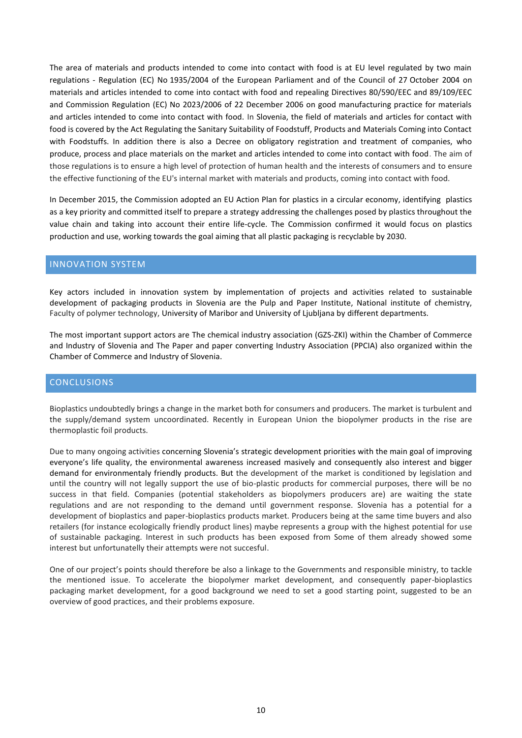The area of materials and products intended to come into contact with food is at EU level regulated by two main regulations - Regulation (EC) No 1935/2004 of the European Parliament and of the Council of 27 October 2004 on materials and articles intended to come into contact with food and repealing Directives 80/590/EEC and 89/109/EEC and Commission Regulation (EC) No 2023/2006 of 22 December 2006 on good manufacturing practice for materials and articles intended to come into contact with food. In Slovenia, the field of materials and articles for contact with food is covered by the Act Regulating the Sanitary Suitability of Foodstuff, Products and Materials Coming into Contact with Foodstuffs. In addition there is also a Decree on obligatory registration and treatment of companies, who produce, process and place materials on the market and articles intended to come into contact with food. The aim of those regulations is to ensure a high level of protection of human health and the interests of consumers and to ensure the effective functioning of the EU's internal market with materials and products, coming into contact with food.

In December 2015, the Commission adopted an EU Action Plan for plastics in a circular economy, identifying plastics as a key priority and committed itself to prepare a strategy addressing the challenges posed by plastics throughout the value chain and taking into account their entire life-cycle. The Commission confirmed it would focus on plastics production and use, working towards the goal aiming that all plastic packaging is recyclable by 2030.

## INNOVATION SYSTEM

Key actors included in innovation system by implementation of projects and activities related to sustainable development of packaging products in Slovenia are the Pulp and Paper Institute, National institute of chemistry, Faculty of polymer technology, University of Maribor and University of Ljubljana by different departments.

The most important support actors are The chemical industry association (GZS-ZKI) within the Chamber of Commerce and Industry of Slovenia and The Paper and paper converting Industry Association (PPCIA) also organized within the Chamber of Commerce and Industry of Slovenia.

## CONCLUSIONS

Bioplastics undoubtedly brings a change in the market both for consumers and producers. The market is turbulent and the supply/demand system uncoordinated. Recently in European Union the biopolymer products in the rise are thermoplastic foil products.

Due to many ongoing activities concerning Slovenia's strategic development priorities with the main goal of improving everyone's life quality, the environmental awareness increased masively and consequently also interest and bigger demand for environmentally friendly products. But the development of the market is conditioned by legislation and until the country will not legally support the use of bio-plastic products for commercial purposes, there will be no success in that field. Companies (potential stakeholders as biopolymers producers are) are waiting the state regulations and are not responding to the demand until government response. Slovenia has a potential for a development of bioplastics and paper-bioplastics products market. Producers being at the same time buyers and also retailers (for instance ecologically friendly product lines) maybe represents a group with the highest potential for use of sustainable packaging. Interest in such products has been exposed from Some of them already showed some interest but unfortunatelly their attempts were not succesful.

One of our project's points should therefore be also a linkage to the Governments and responsible ministry, to tackle the mentioned issue. To accelerate the biopolymer market development, and consequently paper-bioplastics packaging market development, for a good background we need to set a good starting point, suggested to be an overview of good practices, and their problems exposure.